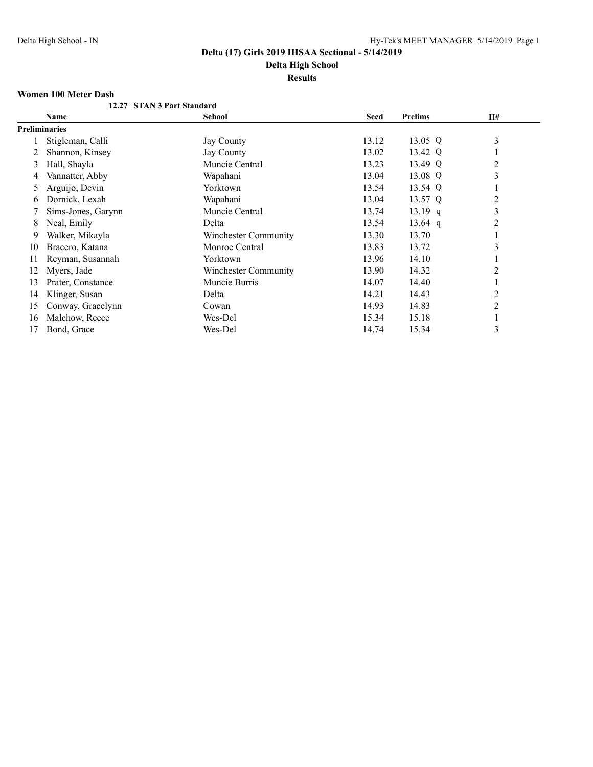# Delta (17) Girls 2019 IHSAA Sectional - 5/14/2019

## Delta High School

### Results

**Women 100 Meter Dash**

**12.27 STAN 3 Part Standard**

| | Name | School | Seed | Prelims | H# |
|---|---|---|---|---|---|
| **Preliminaries** | | | | | |
| 1 | Stigleman, Calli | Jay County | 13.12 | 13.05 Q | 3 |
| 2 | Shannon, Kinsey | Jay County | 13.02 | 13.42 Q | 1 |
| 3 | Hall, Shayla | Muncie Central | 13.23 | 13.49 Q | 2 |
| 4 | Vannatter, Abby | Wapahani | 13.04 | 13.08 Q | 3 |
| 5 | Arguijo, Devin | Yorktown | 13.54 | 13.54 Q | 1 |
| 6 | Dornick, Lexah | Wapahani | 13.04 | 13.57 Q | 2 |
| 7 | Sims-Jones, Garynn | Muncie Central | 13.74 | 13.19 q | 3 |
| 8 | Neal, Emily | Delta | 13.54 | 13.64 q | 2 |
| 9 | Walker, Mikayla | Winchester Community | 13.30 | 13.70 | 1 |
| 10 | Bracero, Katana | Monroe Central | 13.83 | 13.72 | 3 |
| 11 | Reyman, Susannah | Yorktown | 13.96 | 14.10 | 1 |
| 12 | Myers, Jade | Winchester Community | 13.90 | 14.32 | 2 |
| 13 | Prater, Constance | Muncie Burris | 14.07 | 14.40 | 1 |
| 14 | Klinger, Susan | Delta | 14.21 | 14.43 | 2 |
| 15 | Conway, Gracelynn | Cowan | 14.93 | 14.83 | 2 |
| 16 | Malchow, Reece | Wes-Del | 15.34 | 15.18 | 1 |
| 17 | Bond, Grace | Wes-Del | 14.74 | 15.34 | 3 |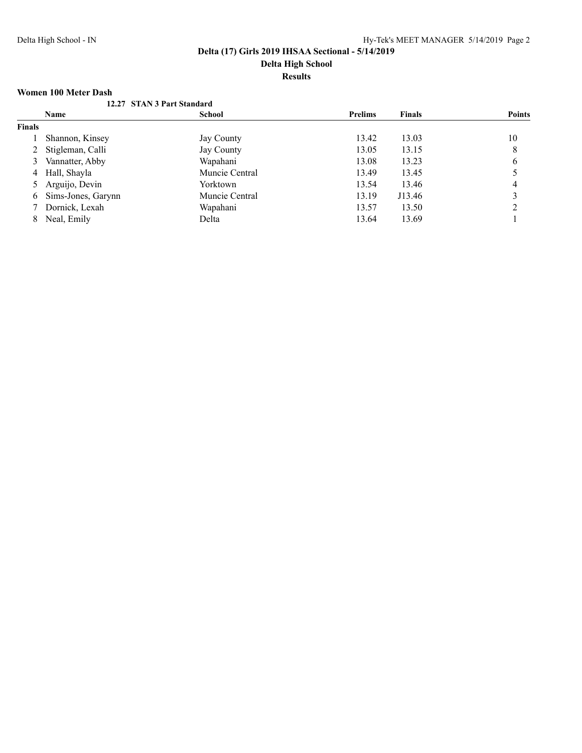**Delta (17) Girls 2019 IHSAA Sectional - 5/14/2019**

**Delta High School**

**Results**

### Women 100 Meter Dash

**12.27 STAN 3 Part Standard**

| | Name | School | Prelims | Finals | Points |
|---|---|---|---|---|---|
| **Finals** | | | | | |
| 1 | Shannon, Kinsey | Jay County | 13.42 | 13.03 | 10 |
| 2 | Stigleman, Calli | Jay County | 13.05 | 13.15 | 8 |
| 3 | Vannatter, Abby | Wapahani | 13.08 | 13.23 | 6 |
| 4 | Hall, Shayla | Muncie Central | 13.49 | 13.45 | 5 |
| 5 | Arguijo, Devin | Yorktown | 13.54 | 13.46 | 4 |
| 6 | Sims-Jones, Garynn | Muncie Central | 13.19 | J13.46 | 3 |
| 7 | Dornick, Lexah | Wapahani | 13.57 | 13.50 | 2 |
| 8 | Neal, Emily | Delta | 13.64 | 13.69 | 1 |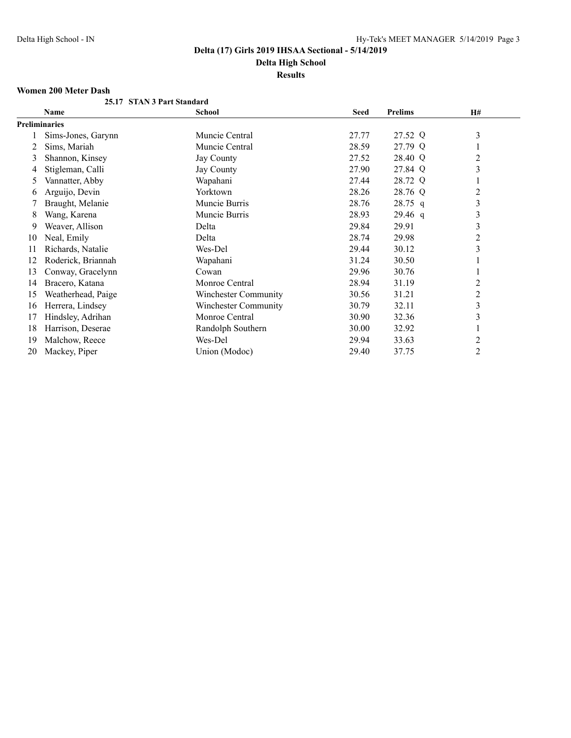# Delta (17) Girls 2019 IHSAA Sectional - 5/14/2019

## Delta High School

### Results

**Women 200 Meter Dash**

25.17 STAN 3 Part Standard

| | Name | School | Seed | Prelims | H# |
|---|---|---|---|---|---|
| **Preliminaries** | | | | | |
| 1 | Sims-Jones, Garynn | Muncie Central | 27.77 | 27.52 Q | 3 |
| 2 | Sims, Mariah | Muncie Central | 28.59 | 27.79 Q | 1 |
| 3 | Shannon, Kinsey | Jay County | 27.52 | 28.40 Q | 2 |
| 4 | Stigleman, Calli | Jay County | 27.90 | 27.84 Q | 3 |
| 5 | Vannatter, Abby | Wapahani | 27.44 | 28.72 Q | 1 |
| 6 | Arguijo, Devin | Yorktown | 28.26 | 28.76 Q | 2 |
| 7 | Braught, Melanie | Muncie Burris | 28.76 | 28.75 q | 3 |
| 8 | Wang, Karena | Muncie Burris | 28.93 | 29.46 q | 3 |
| 9 | Weaver, Allison | Delta | 29.84 | 29.91 | 3 |
| 10 | Neal, Emily | Delta | 28.74 | 29.98 | 2 |
| 11 | Richards, Natalie | Wes-Del | 29.44 | 30.12 | 3 |
| 12 | Roderick, Briannah | Wapahani | 31.24 | 30.50 | 1 |
| 13 | Conway, Gracelynn | Cowan | 29.96 | 30.76 | 1 |
| 14 | Bracero, Katana | Monroe Central | 28.94 | 31.19 | 2 |
| 15 | Weatherhead, Paige | Winchester Community | 30.56 | 31.21 | 2 |
| 16 | Herrera, Lindsey | Winchester Community | 30.79 | 32.11 | 3 |
| 17 | Hindsley, Adrihan | Monroe Central | 30.90 | 32.36 | 3 |
| 18 | Harrison, Deserae | Randolph Southern | 30.00 | 32.92 | 1 |
| 19 | Malchow, Reece | Wes-Del | 29.94 | 33.63 | 2 |
| 20 | Mackey, Piper | Union (Modoc) | 29.40 | 37.75 | 2 |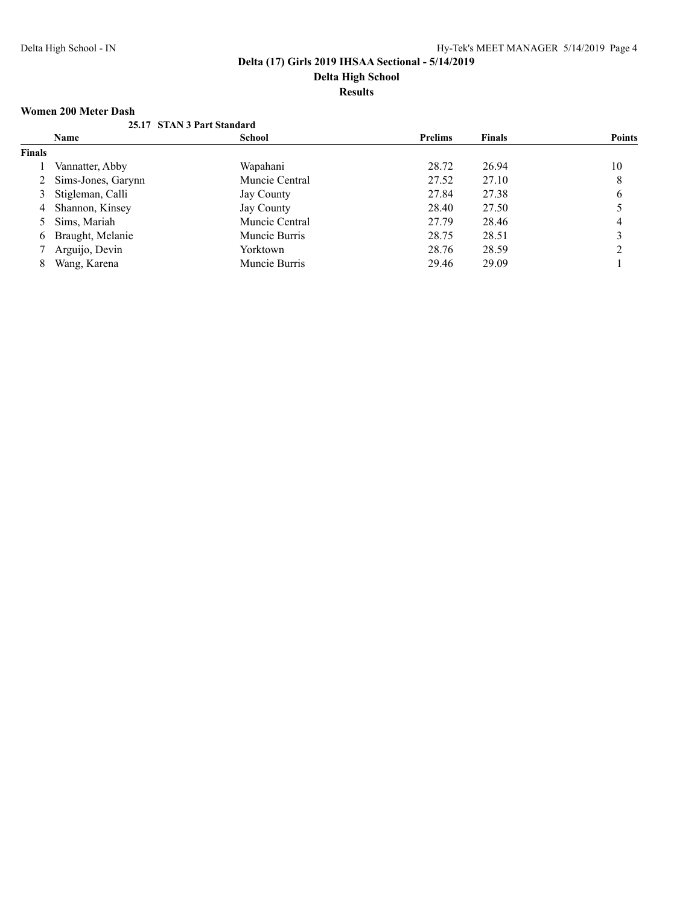**Delta (17) Girls 2019 IHSAA Sectional - 5/14/2019**

**Delta High School**

**Results**

### Women 200 Meter Dash

**25.17 STAN 3 Part Standard**

| | Name | School | Prelims | Finals | Points |
|---|---|---|---|---|---|
| **Finals** | | | | | |
| 1 | Vannatter, Abby | Wapahani | 28.72 | 26.94 | 10 |
| 2 | Sims-Jones, Garynn | Muncie Central | 27.52 | 27.10 | 8 |
| 3 | Stigleman, Calli | Jay County | 27.84 | 27.38 | 6 |
| 4 | Shannon, Kinsey | Jay County | 28.40 | 27.50 | 5 |
| 5 | Sims, Mariah | Muncie Central | 27.79 | 28.46 | 4 |
| 6 | Braught, Melanie | Muncie Burris | 28.75 | 28.51 | 3 |
| 7 | Arguijo, Devin | Yorktown | 28.76 | 28.59 | 2 |
| 8 | Wang, Karena | Muncie Burris | 29.46 | 29.09 | 1 |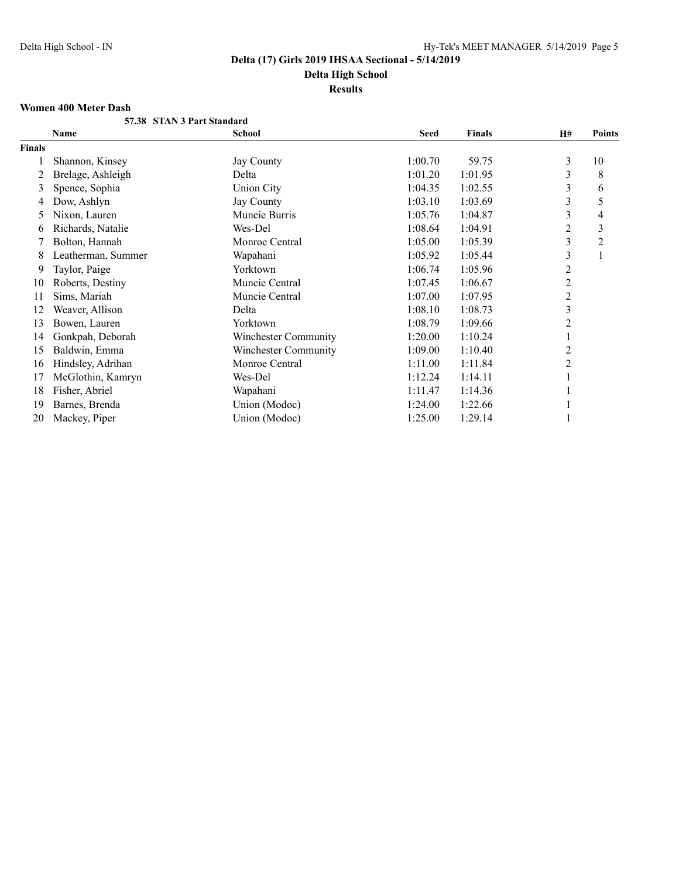**Delta (17) Girls 2019 IHSAA Sectional - 5/14/2019**

**Delta High School**

**Results**

#### Women 400 Meter Dash

**57.38 STAN 3 Part Standard**

| | Name | School | Seed | Finals | H# | Points |
|---|---|---|---|---|---|---|
| **Finals** | | | | | | |
| 1 | Shannon, Kinsey | Jay County | 1:00.70 | 59.75 | 3 | 10 |
| 2 | Brelage, Ashleigh | Delta | 1:01.20 | 1:01.95 | 3 | 8 |
| 3 | Spence, Sophia | Union City | 1:04.35 | 1:02.55 | 3 | 6 |
| 4 | Dow, Ashlyn | Jay County | 1:03.10 | 1:03.69 | 3 | 5 |
| 5 | Nixon, Lauren | Muncie Burris | 1:05.76 | 1:04.87 | 3 | 4 |
| 6 | Richards, Natalie | Wes-Del | 1:08.64 | 1:04.91 | 2 | 3 |
| 7 | Bolton, Hannah | Monroe Central | 1:05.00 | 1:05.39 | 3 | 2 |
| 8 | Leatherman, Summer | Wapahani | 1:05.92 | 1:05.44 | 3 | 1 |
| 9 | Taylor, Paige | Yorktown | 1:06.74 | 1:05.96 | 2 | |
| 10 | Roberts, Destiny | Muncie Central | 1:07.45 | 1:06.67 | 2 | |
| 11 | Sims, Mariah | Muncie Central | 1:07.00 | 1:07.95 | 2 | |
| 12 | Weaver, Allison | Delta | 1:08.10 | 1:08.73 | 3 | |
| 13 | Bowen, Lauren | Yorktown | 1:08.79 | 1:09.66 | 2 | |
| 14 | Gonkpah, Deborah | Winchester Community | 1:20.00 | 1:10.24 | 1 | |
| 15 | Baldwin, Emma | Winchester Community | 1:09.00 | 1:10.40 | 2 | |
| 16 | Hindsley, Adrihan | Monroe Central | 1:11.00 | 1:11.84 | 2 | |
| 17 | McGlothin, Kamryn | Wes-Del | 1:12.24 | 1:14.11 | 1 | |
| 18 | Fisher, Abriel | Wapahani | 1:11.47 | 1:14.36 | 1 | |
| 19 | Barnes, Brenda | Union (Modoc) | 1:24.00 | 1:22.66 | 1 | |
| 20 | Mackey, Piper | Union (Modoc) | 1:25.00 | 1:29.14 | 1 | |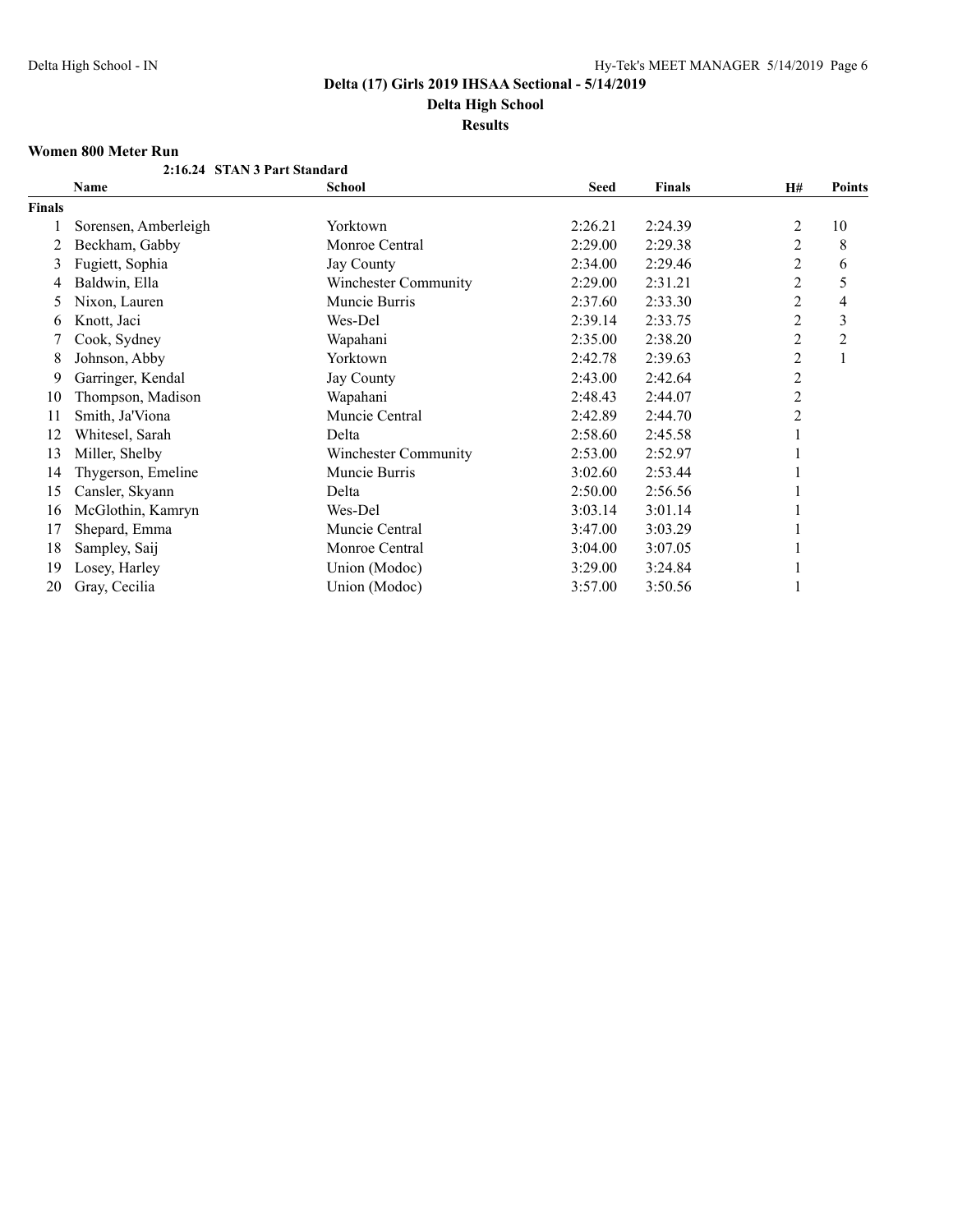**Delta (17) Girls 2019 IHSAA Sectional - 5/14/2019**

**Delta High School**

**Results**

### Women 800 Meter Run

**2:16.24 STAN 3 Part Standard**

| | Name | School | Seed | Finals | H# | Points |
|---|---|---|---|---|---|---|
| **Finals** | | | | | | |
| 1 | Sorensen, Amberleigh | Yorktown | 2:26.21 | 2:24.39 | 2 | 10 |
| 2 | Beckham, Gabby | Monroe Central | 2:29.00 | 2:29.38 | 2 | 8 |
| 3 | Fugiett, Sophia | Jay County | 2:34.00 | 2:29.46 | 2 | 6 |
| 4 | Baldwin, Ella | Winchester Community | 2:29.00 | 2:31.21 | 2 | 5 |
| 5 | Nixon, Lauren | Muncie Burris | 2:37.60 | 2:33.30 | 2 | 4 |
| 6 | Knott, Jaci | Wes-Del | 2:39.14 | 2:33.75 | 2 | 3 |
| 7 | Cook, Sydney | Wapahani | 2:35.00 | 2:38.20 | 2 | 2 |
| 8 | Johnson, Abby | Yorktown | 2:42.78 | 2:39.63 | 2 | 1 |
| 9 | Garringer, Kendal | Jay County | 2:43.00 | 2:42.64 | 2 | |
| 10 | Thompson, Madison | Wapahani | 2:48.43 | 2:44.07 | 2 | |
| 11 | Smith, Ja'Viona | Muncie Central | 2:42.89 | 2:44.70 | 2 | |
| 12 | Whitesel, Sarah | Delta | 2:58.60 | 2:45.58 | 1 | |
| 13 | Miller, Shelby | Winchester Community | 2:53.00 | 2:52.97 | 1 | |
| 14 | Thygerson, Emeline | Muncie Burris | 3:02.60 | 2:53.44 | 1 | |
| 15 | Cansler, Skyann | Delta | 2:50.00 | 2:56.56 | 1 | |
| 16 | McGlothin, Kamryn | Wes-Del | 3:03.14 | 3:01.14 | 1 | |
| 17 | Shepard, Emma | Muncie Central | 3:47.00 | 3:03.29 | 1 | |
| 18 | Sampley, Saij | Monroe Central | 3:04.00 | 3:07.05 | 1 | |
| 19 | Losey, Harley | Union (Modoc) | 3:29.00 | 3:24.84 | 1 | |
| 20 | Gray, Cecilia | Union (Modoc) | 3:57.00 | 3:50.56 | 1 | |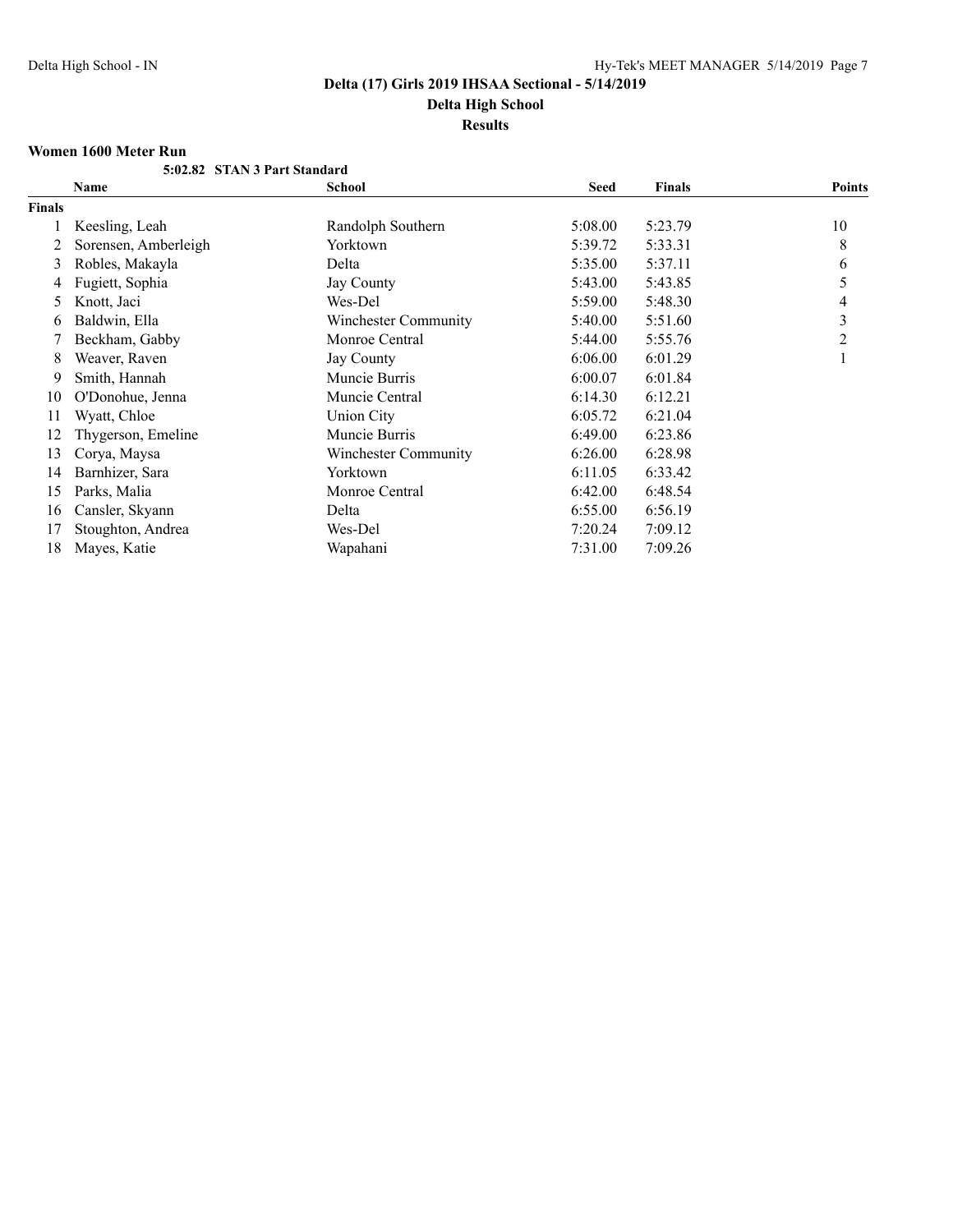# Delta (17) Girls 2019 IHSAA Sectional - 5/14/2019

## Delta High School

### Results

**Women 1600 Meter Run**

5:02.82 STAN 3 Part Standard

| | Name | School | Seed | Finals | Points |
|---|---|---|---|---|---|
| **Finals** | | | | | |
| 1 | Keesling, Leah | Randolph Southern | 5:08.00 | 5:23.79 | 10 |
| 2 | Sorensen, Amberleigh | Yorktown | 5:39.72 | 5:33.31 | 8 |
| 3 | Robles, Makayla | Delta | 5:35.00 | 5:37.11 | 6 |
| 4 | Fugiett, Sophia | Jay County | 5:43.00 | 5:43.85 | 5 |
| 5 | Knott, Jaci | Wes-Del | 5:59.00 | 5:48.30 | 4 |
| 6 | Baldwin, Ella | Winchester Community | 5:40.00 | 5:51.60 | 3 |
| 7 | Beckham, Gabby | Monroe Central | 5:44.00 | 5:55.76 | 2 |
| 8 | Weaver, Raven | Jay County | 6:06.00 | 6:01.29 | 1 |
| 9 | Smith, Hannah | Muncie Burris | 6:00.07 | 6:01.84 | |
| 10 | O'Donohue, Jenna | Muncie Central | 6:14.30 | 6:12.21 | |
| 11 | Wyatt, Chloe | Union City | 6:05.72 | 6:21.04 | |
| 12 | Thygerson, Emeline | Muncie Burris | 6:49.00 | 6:23.86 | |
| 13 | Corya, Maysa | Winchester Community | 6:26.00 | 6:28.98 | |
| 14 | Barnhizer, Sara | Yorktown | 6:11.05 | 6:33.42 | |
| 15 | Parks, Malia | Monroe Central | 6:42.00 | 6:48.54 | |
| 16 | Cansler, Skyann | Delta | 6:55.00 | 6:56.19 | |
| 17 | Stoughton, Andrea | Wes-Del | 7:20.24 | 7:09.12 | |
| 18 | Mayes, Katie | Wapahani | 7:31.00 | 7:09.26 | |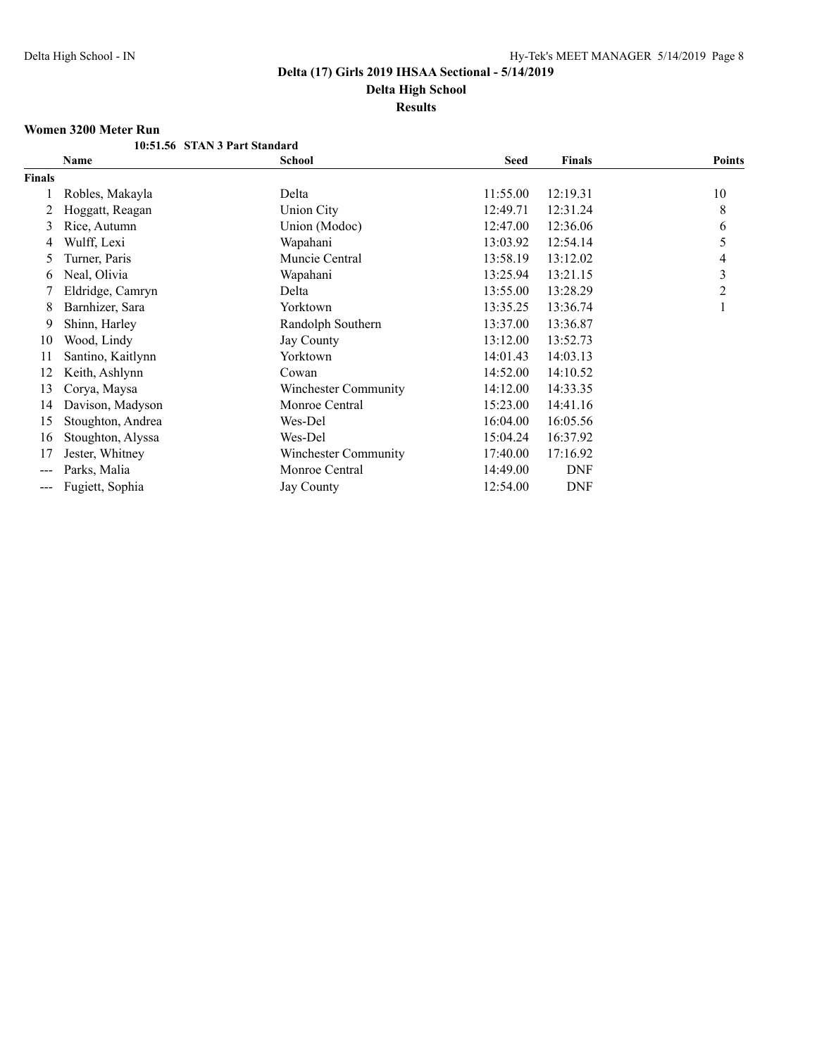# Delta (17) Girls 2019 IHSAA Sectional - 5/14/2019

## Delta High School

### Results

**Women 3200 Meter Run**

**10:51.56 STAN 3 Part Standard**

| | Name | School | Seed | Finals | Points |
|---|---|---|---|---|---|
| **Finals** | | | | | |
| 1 | Robles, Makayla | Delta | 11:55.00 | 12:19.31 | 10 |
| 2 | Hoggatt, Reagan | Union City | 12:49.71 | 12:31.24 | 8 |
| 3 | Rice, Autumn | Union (Modoc) | 12:47.00 | 12:36.06 | 6 |
| 4 | Wulff, Lexi | Wapahani | 13:03.92 | 12:54.14 | 5 |
| 5 | Turner, Paris | Muncie Central | 13:58.19 | 13:12.02 | 4 |
| 6 | Neal, Olivia | Wapahani | 13:25.94 | 13:21.15 | 3 |
| 7 | Eldridge, Camryn | Delta | 13:55.00 | 13:28.29 | 2 |
| 8 | Barnhizer, Sara | Yorktown | 13:35.25 | 13:36.74 | 1 |
| 9 | Shinn, Harley | Randolph Southern | 13:37.00 | 13:36.87 | |
| 10 | Wood, Lindy | Jay County | 13:12.00 | 13:52.73 | |
| 11 | Santino, Kaitlynn | Yorktown | 14:01.43 | 14:03.13 | |
| 12 | Keith, Ashlynn | Cowan | 14:52.00 | 14:10.52 | |
| 13 | Corya, Maysa | Winchester Community | 14:12.00 | 14:33.35 | |
| 14 | Davison, Madyson | Monroe Central | 15:23.00 | 14:41.16 | |
| 15 | Stoughton, Andrea | Wes-Del | 16:04.00 | 16:05.56 | |
| 16 | Stoughton, Alyssa | Wes-Del | 15:04.24 | 16:37.92 | |
| 17 | Jester, Whitney | Winchester Community | 17:40.00 | 17:16.92 | |
| --- | Parks, Malia | Monroe Central | 14:49.00 | DNF | |
| --- | Fugiett, Sophia | Jay County | 12:54.00 | DNF | |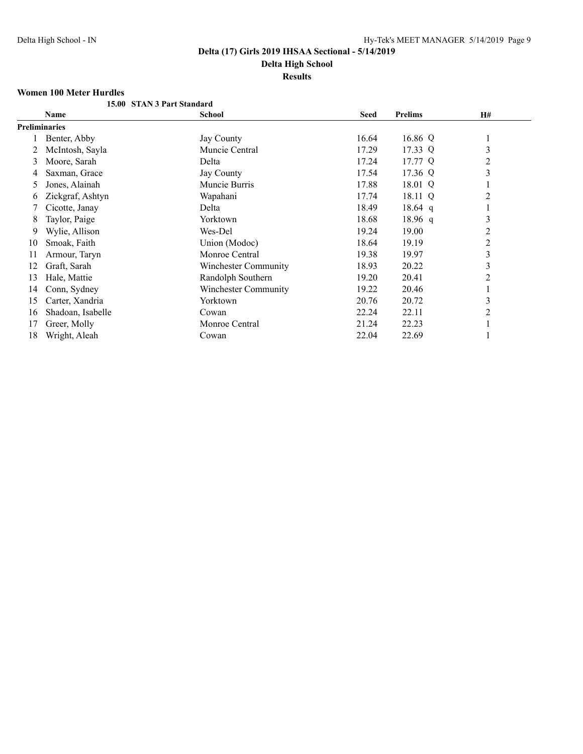**Delta (17) Girls 2019 IHSAA Sectional - 5/14/2019**

**Delta High School**

**Results**

### Women 100 Meter Hurdles

**15.00 STAN 3 Part Standard**

| | Name | School | Seed | Prelims | H# |
|---|---|---|---|---|---|
| **Preliminaries** | | | | | |
| 1 | Benter, Abby | Jay County | 16.64 | 16.86 Q | 1 |
| 2 | McIntosh, Sayla | Muncie Central | 17.29 | 17.33 Q | 3 |
| 3 | Moore, Sarah | Delta | 17.24 | 17.77 Q | 2 |
| 4 | Saxman, Grace | Jay County | 17.54 | 17.36 Q | 3 |
| 5 | Jones, Alainah | Muncie Burris | 17.88 | 18.01 Q | 1 |
| 6 | Zickgraf, Ashtyn | Wapahani | 17.74 | 18.11 Q | 2 |
| 7 | Cicotte, Janay | Delta | 18.49 | 18.64 q | 1 |
| 8 | Taylor, Paige | Yorktown | 18.68 | 18.96 q | 3 |
| 9 | Wylie, Allison | Wes-Del | 19.24 | 19.00 | 2 |
| 10 | Smoak, Faith | Union (Modoc) | 18.64 | 19.19 | 2 |
| 11 | Armour, Taryn | Monroe Central | 19.38 | 19.97 | 3 |
| 12 | Graft, Sarah | Winchester Community | 18.93 | 20.22 | 3 |
| 13 | Hale, Mattie | Randolph Southern | 19.20 | 20.41 | 2 |
| 14 | Conn, Sydney | Winchester Community | 19.22 | 20.46 | 1 |
| 15 | Carter, Xandria | Yorktown | 20.76 | 20.72 | 3 |
| 16 | Shadoan, Isabelle | Cowan | 22.24 | 22.11 | 2 |
| 17 | Greer, Molly | Monroe Central | 21.24 | 22.23 | 1 |
| 18 | Wright, Aleah | Cowan | 22.04 | 22.69 | 1 |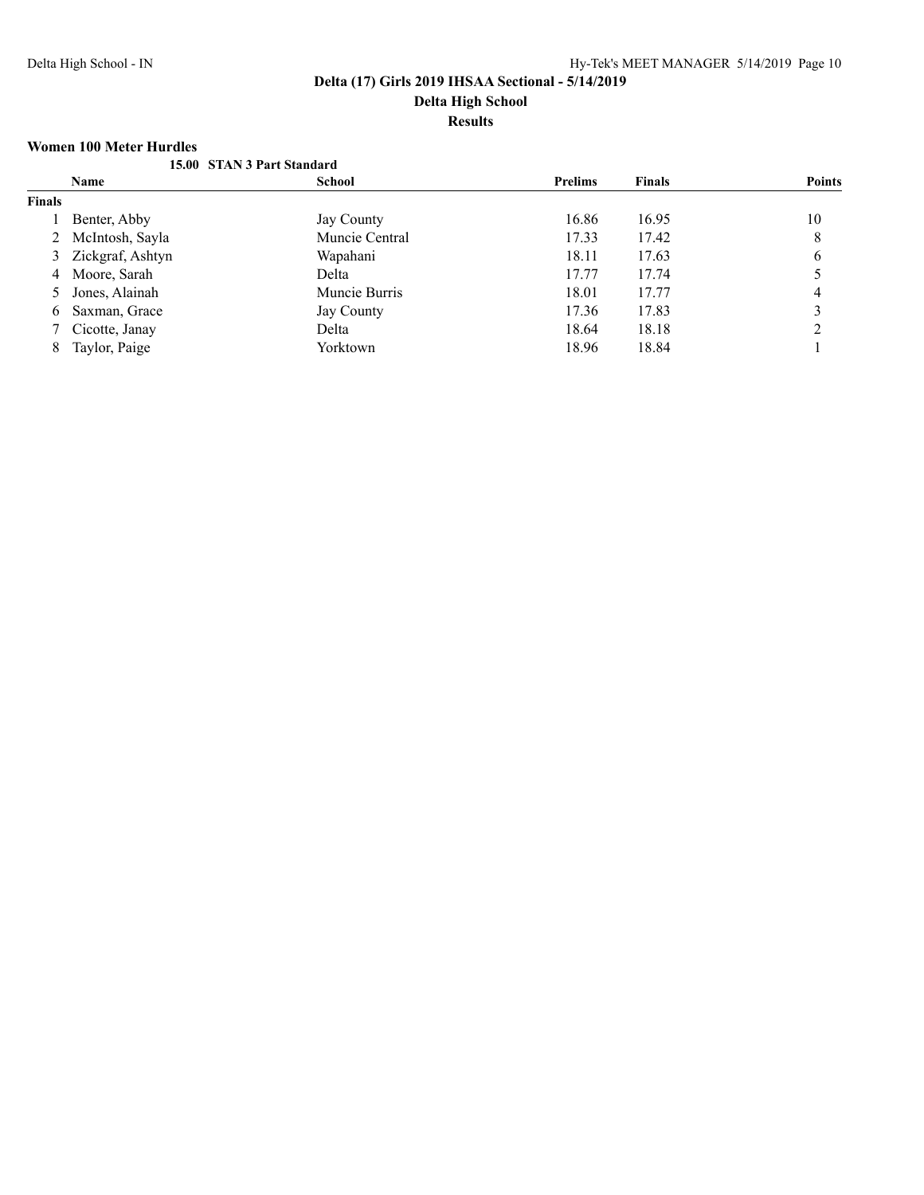**Delta (17) Girls 2019 IHSAA Sectional - 5/14/2019**

**Delta High School**

**Results**

### Women 100 Meter Hurdles

**15.00 STAN 3 Part Standard**

| | Name | School | Prelims | Finals | Points |
|---|---|---|---|---|---|
| **Finals** | | | | | |
| 1 | Benter, Abby | Jay County | 16.86 | 16.95 | 10 |
| 2 | McIntosh, Sayla | Muncie Central | 17.33 | 17.42 | 8 |
| 3 | Zickgraf, Ashtyn | Wapahani | 18.11 | 17.63 | 6 |
| 4 | Moore, Sarah | Delta | 17.77 | 17.74 | 5 |
| 5 | Jones, Alainah | Muncie Burris | 18.01 | 17.77 | 4 |
| 6 | Saxman, Grace | Jay County | 17.36 | 17.83 | 3 |
| 7 | Cicotte, Janay | Delta | 18.64 | 18.18 | 2 |
| 8 | Taylor, Paige | Yorktown | 18.96 | 18.84 | 1 |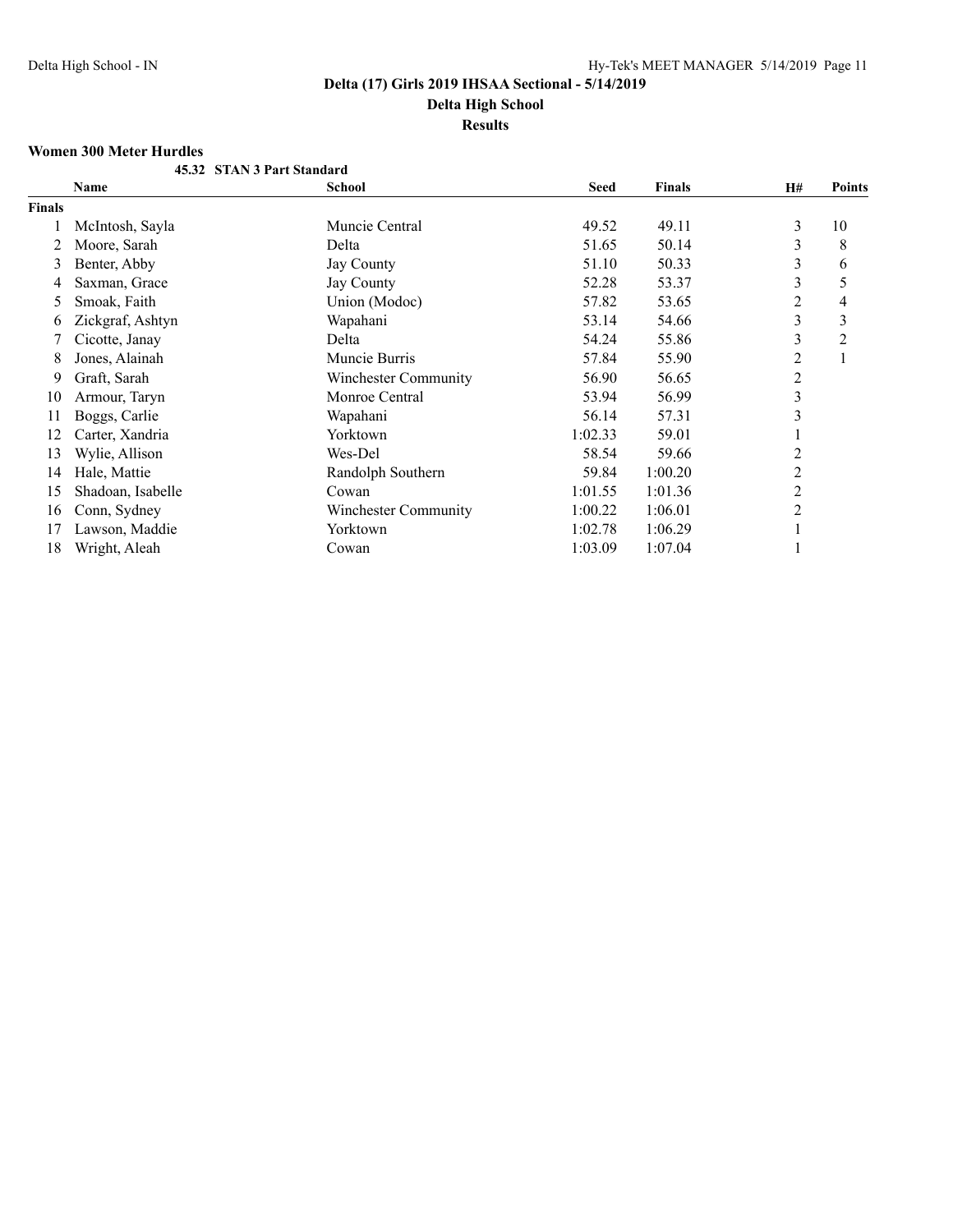**Delta (17) Girls 2019 IHSAA Sectional - 5/14/2019**

**Delta High School**

**Results**

### Women 300 Meter Hurdles

**45.32 STAN 3 Part Standard**

| | Name | School | Seed | Finals | H# | Points |
|---|---|---|---|---|---|---|
| **Finals** | | | | | | |
| 1 | McIntosh, Sayla | Muncie Central | 49.52 | 49.11 | 3 | 10 |
| 2 | Moore, Sarah | Delta | 51.65 | 50.14 | 3 | 8 |
| 3 | Benter, Abby | Jay County | 51.10 | 50.33 | 3 | 6 |
| 4 | Saxman, Grace | Jay County | 52.28 | 53.37 | 3 | 5 |
| 5 | Smoak, Faith | Union (Modoc) | 57.82 | 53.65 | 2 | 4 |
| 6 | Zickgraf, Ashtyn | Wapahani | 53.14 | 54.66 | 3 | 3 |
| 7 | Cicotte, Janay | Delta | 54.24 | 55.86 | 3 | 2 |
| 8 | Jones, Alainah | Muncie Burris | 57.84 | 55.90 | 2 | 1 |
| 9 | Graft, Sarah | Winchester Community | 56.90 | 56.65 | 2 | |
| 10 | Armour, Taryn | Monroe Central | 53.94 | 56.99 | 3 | |
| 11 | Boggs, Carlie | Wapahani | 56.14 | 57.31 | 3 | |
| 12 | Carter, Xandria | Yorktown | 1:02.33 | 59.01 | 1 | |
| 13 | Wylie, Allison | Wes-Del | 58.54 | 59.66 | 2 | |
| 14 | Hale, Mattie | Randolph Southern | 59.84 | 1:00.20 | 2 | |
| 15 | Shadoan, Isabelle | Cowan | 1:01.55 | 1:01.36 | 2 | |
| 16 | Conn, Sydney | Winchester Community | 1:00.22 | 1:06.01 | 2 | |
| 17 | Lawson, Maddie | Yorktown | 1:02.78 | 1:06.29 | 1 | |
| 18 | Wright, Aleah | Cowan | 1:03.09 | 1:07.04 | 1 | |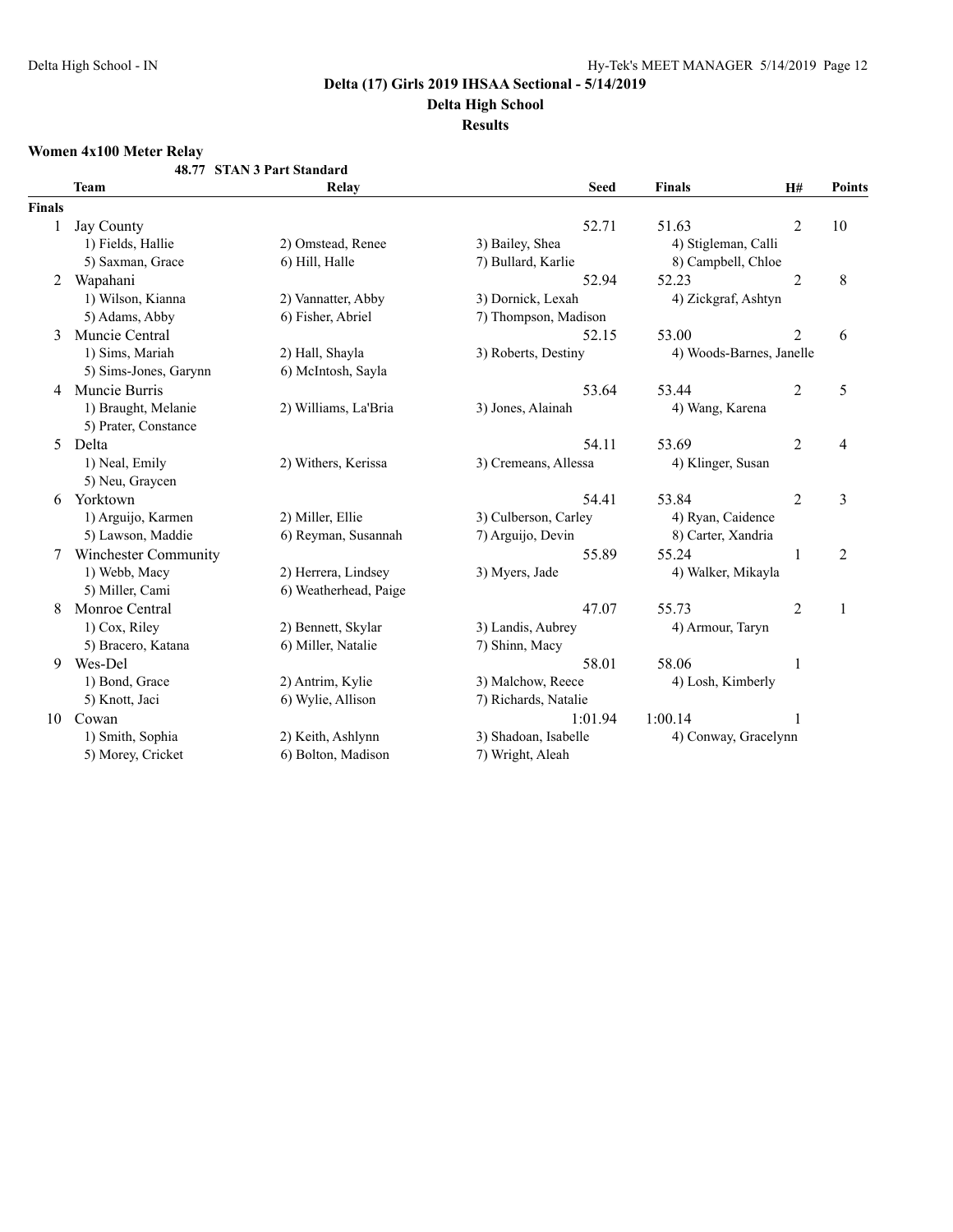**Delta (17) Girls 2019 IHSAA Sectional - 5/14/2019**

**Delta High School**

**Results**

### Women 4x100 Meter Relay

**48.77 STAN 3 Part Standard**

| | Team | Relay | | Seed | Finals | H# | Points |
|---|---|---|---|---|---|---|---|
| **Finals** | | | | | | | |
| 1 | Jay County | | | 52.71 | 51.63 | 2 | 10 |
| | 1) Fields, Hallie | 2) Omstead, Renee | 3) Bailey, Shea | | 4) Stigleman, Calli | | |
| | 5) Saxman, Grace | 6) Hill, Halle | 7) Bullard, Karlie | | 8) Campbell, Chloe | | |
| 2 | Wapahani | | | 52.94 | 52.23 | 2 | 8 |
| | 1) Wilson, Kianna | 2) Vannatter, Abby | 3) Dornick, Lexah | | 4) Zickgraf, Ashtyn | | |
| | 5) Adams, Abby | 6) Fisher, Abriel | 7) Thompson, Madison | | | | |
| 3 | Muncie Central | | | 52.15 | 53.00 | 2 | 6 |
| | 1) Sims, Mariah | 2) Hall, Shayla | 3) Roberts, Destiny | | 4) Woods-Barnes, Janelle | | |
| | 5) Sims-Jones, Garynn | 6) McIntosh, Sayla | | | | | |
| 4 | Muncie Burris | | | 53.64 | 53.44 | 2 | 5 |
| | 1) Braught, Melanie | 2) Williams, La'Bria | 3) Jones, Alainah | | 4) Wang, Karena | | |
| | 5) Prater, Constance | | | | | | |
| 5 | Delta | | | 54.11 | 53.69 | 2 | 4 |
| | 1) Neal, Emily | 2) Withers, Kerissa | 3) Cremeans, Allessa | | 4) Klinger, Susan | | |
| | 5) Neu, Graycen | | | | | | |
| 6 | Yorktown | | | 54.41 | 53.84 | 2 | 3 |
| | 1) Arguijo, Karmen | 2) Miller, Ellie | 3) Culberson, Carley | | 4) Ryan, Caidence | | |
| | 5) Lawson, Maddie | 6) Reyman, Susannah | 7) Arguijo, Devin | | 8) Carter, Xandria | | |
| 7 | Winchester Community | | | 55.89 | 55.24 | 1 | 2 |
| | 1) Webb, Macy | 2) Herrera, Lindsey | 3) Myers, Jade | | 4) Walker, Mikayla | | |
| | 5) Miller, Cami | 6) Weatherhead, Paige | | | | | |
| 8 | Monroe Central | | | 47.07 | 55.73 | 2 | 1 |
| | 1) Cox, Riley | 2) Bennett, Skylar | 3) Landis, Aubrey | | 4) Armour, Taryn | | |
| | 5) Bracero, Katana | 6) Miller, Natalie | 7) Shinn, Macy | | | | |
| 9 | Wes-Del | | | 58.01 | 58.06 | 1 | |
| | 1) Bond, Grace | 2) Antrim, Kylie | 3) Malchow, Reece | | 4) Losh, Kimberly | | |
| | 5) Knott, Jaci | 6) Wylie, Allison | 7) Richards, Natalie | | | | |
| 10 | Cowan | | | 1:01.94 | 1:00.14 | 1 | |
| | 1) Smith, Sophia | 2) Keith, Ashlynn | 3) Shadoan, Isabelle | | 4) Conway, Gracelynn | | |
| | 5) Morey, Cricket | 6) Bolton, Madison | 7) Wright, Aleah | | | | |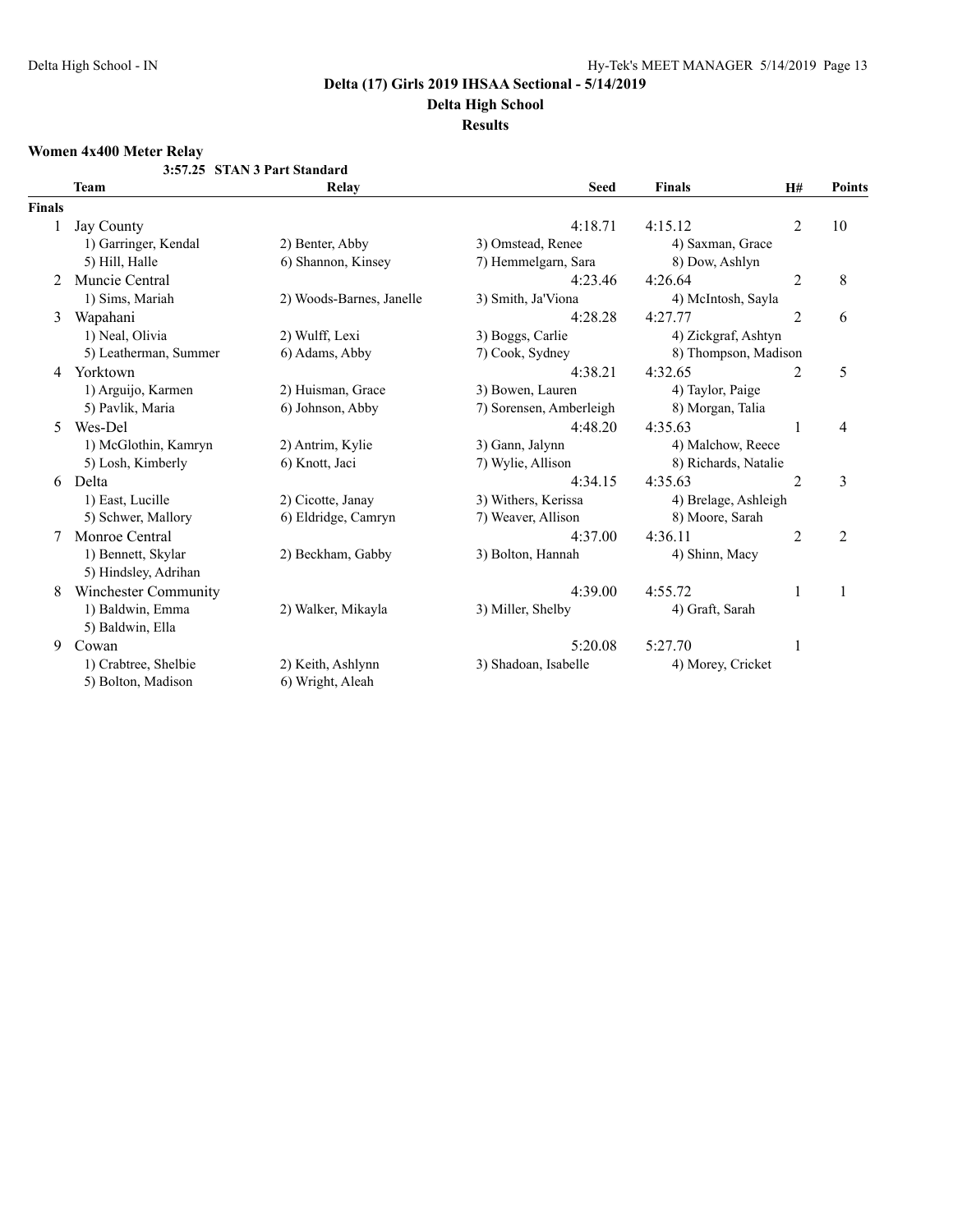**Delta (17) Girls 2019 IHSAA Sectional - 5/14/2019**

**Delta High School**

**Results**

### Women 4x400 Meter Relay

**3:57.25 STAN 3 Part Standard**

| | Team | Relay | Seed | Finals | H# | Points |
|---|---|---|---|---|---|---|
| **Finals** | | | | | | |
| 1 | Jay County | | 4:18.71 | 4:15.12 | 2 | 10 |
| | 1) Garringer, Kendal | 2) Benter, Abby | 3) Omstead, Renee | 4) Saxman, Grace | | |
| | 5) Hill, Halle | 6) Shannon, Kinsey | 7) Hemmelgarn, Sara | 8) Dow, Ashlyn | | |
| 2 | Muncie Central | | 4:23.46 | 4:26.64 | 2 | 8 |
| | 1) Sims, Mariah | 2) Woods-Barnes, Janelle | 3) Smith, Ja'Viona | 4) McIntosh, Sayla | | |
| 3 | Wapahani | | 4:28.28 | 4:27.77 | 2 | 6 |
| | 1) Neal, Olivia | 2) Wulff, Lexi | 3) Boggs, Carlie | 4) Zickgraf, Ashtyn | | |
| | 5) Leatherman, Summer | 6) Adams, Abby | 7) Cook, Sydney | 8) Thompson, Madison | | |
| 4 | Yorktown | | 4:38.21 | 4:32.65 | 2 | 5 |
| | 1) Arguijo, Karmen | 2) Huisman, Grace | 3) Bowen, Lauren | 4) Taylor, Paige | | |
| | 5) Pavlik, Maria | 6) Johnson, Abby | 7) Sorensen, Amberleigh | 8) Morgan, Talia | | |
| 5 | Wes-Del | | 4:48.20 | 4:35.63 | 1 | 4 |
| | 1) McGlothin, Kamryn | 2) Antrim, Kylie | 3) Gann, Jalynn | 4) Malchow, Reece | | |
| | 5) Losh, Kimberly | 6) Knott, Jaci | 7) Wylie, Allison | 8) Richards, Natalie | | |
| 6 | Delta | | 4:34.15 | 4:35.63 | 2 | 3 |
| | 1) East, Lucille | 2) Cicotte, Janay | 3) Withers, Kerissa | 4) Brelage, Ashleigh | | |
| | 5) Schwer, Mallory | 6) Eldridge, Camryn | 7) Weaver, Allison | 8) Moore, Sarah | | |
| 7 | Monroe Central | | 4:37.00 | 4:36.11 | 2 | 2 |
| | 1) Bennett, Skylar | 2) Beckham, Gabby | 3) Bolton, Hannah | 4) Shinn, Macy | | |
| | 5) Hindsley, Adrihan | | | | | |
| 8 | Winchester Community | | 4:39.00 | 4:55.72 | 1 | 1 |
| | 1) Baldwin, Emma | 2) Walker, Mikayla | 3) Miller, Shelby | 4) Graft, Sarah | | |
| | 5) Baldwin, Ella | | | | | |
| 9 | Cowan | | 5:20.08 | 5:27.70 | 1 | |
| | 1) Crabtree, Shelbie | 2) Keith, Ashlynn | 3) Shadoan, Isabelle | 4) Morey, Cricket | | |
| | 5) Bolton, Madison | 6) Wright, Aleah | | | | |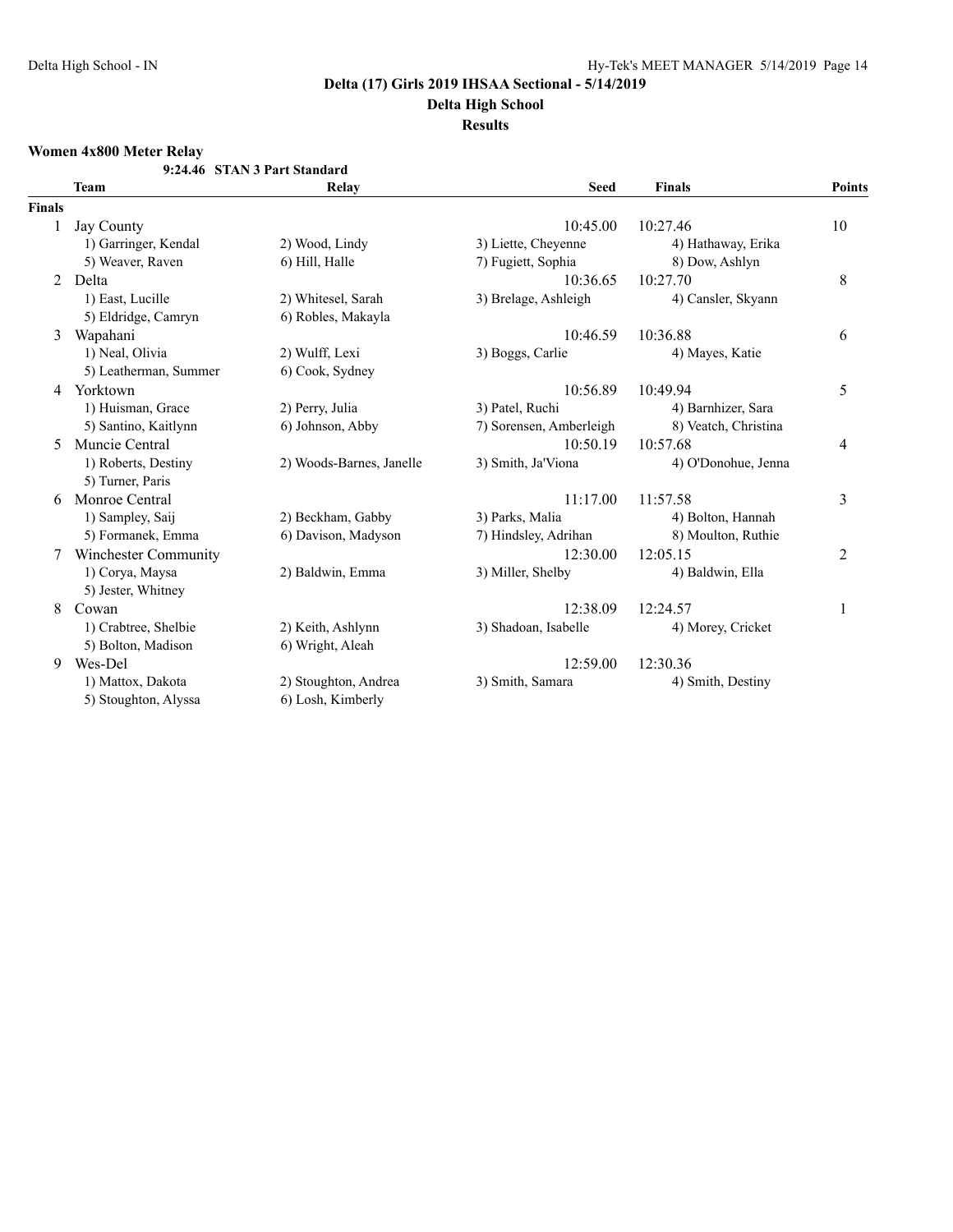# Delta (17) Girls 2019 IHSAA Sectional - 5/14/2019

## Delta High School

### Results

**Women 4x800 Meter Relay**

9:24.46 STAN 3 Part Standard

| | Team | Relay | | Seed | Finals | Points |
|---|---|---|---|---|---|---|
| **Finals** | | | | | | |
| 1 | Jay County | | | 10:45.00 | 10:27.46 | 10 |
| | 1) Garringer, Kendal | 2) Wood, Lindy | 3) Liette, Cheyenne | | 4) Hathaway, Erika | |
| | 5) Weaver, Raven | 6) Hill, Halle | 7) Fugiett, Sophia | | 8) Dow, Ashlyn | |
| 2 | Delta | | | 10:36.65 | 10:27.70 | 8 |
| | 1) East, Lucille | 2) Whitesel, Sarah | 3) Brelage, Ashleigh | | 4) Cansler, Skyann | |
| | 5) Eldridge, Camryn | 6) Robles, Makayla | | | | |
| 3 | Wapahani | | | 10:46.59 | 10:36.88 | 6 |
| | 1) Neal, Olivia | 2) Wulff, Lexi | 3) Boggs, Carlie | | 4) Mayes, Katie | |
| | 5) Leatherman, Summer | 6) Cook, Sydney | | | | |
| 4 | Yorktown | | | 10:56.89 | 10:49.94 | 5 |
| | 1) Huisman, Grace | 2) Perry, Julia | 3) Patel, Ruchi | | 4) Barnhizer, Sara | |
| | 5) Santino, Kaitlynn | 6) Johnson, Abby | 7) Sorensen, Amberleigh | | 8) Veatch, Christina | |
| 5 | Muncie Central | | | 10:50.19 | 10:57.68 | 4 |
| | 1) Roberts, Destiny | 2) Woods-Barnes, Janelle | 3) Smith, Ja'Viona | | 4) O'Donohue, Jenna | |
| | 5) Turner, Paris | | | | | |
| 6 | Monroe Central | | | 11:17.00 | 11:57.58 | 3 |
| | 1) Sampley, Saij | 2) Beckham, Gabby | 3) Parks, Malia | | 4) Bolton, Hannah | |
| | 5) Formanek, Emma | 6) Davison, Madyson | 7) Hindsley, Adrihan | | 8) Moulton, Ruthie | |
| 7 | Winchester Community | | | 12:30.00 | 12:05.15 | 2 |
| | 1) Corya, Maysa | 2) Baldwin, Emma | 3) Miller, Shelby | | 4) Baldwin, Ella | |
| | 5) Jester, Whitney | | | | | |
| 8 | Cowan | | | 12:38.09 | 12:24.57 | 1 |
| | 1) Crabtree, Shelbie | 2) Keith, Ashlynn | 3) Shadoan, Isabelle | | 4) Morey, Cricket | |
| | 5) Bolton, Madison | 6) Wright, Aleah | | | | |
| 9 | Wes-Del | | | 12:59.00 | 12:30.36 | |
| | 1) Mattox, Dakota | 2) Stoughton, Andrea | 3) Smith, Samara | | 4) Smith, Destiny | |
| | 5) Stoughton, Alyssa | 6) Losh, Kimberly | | | | |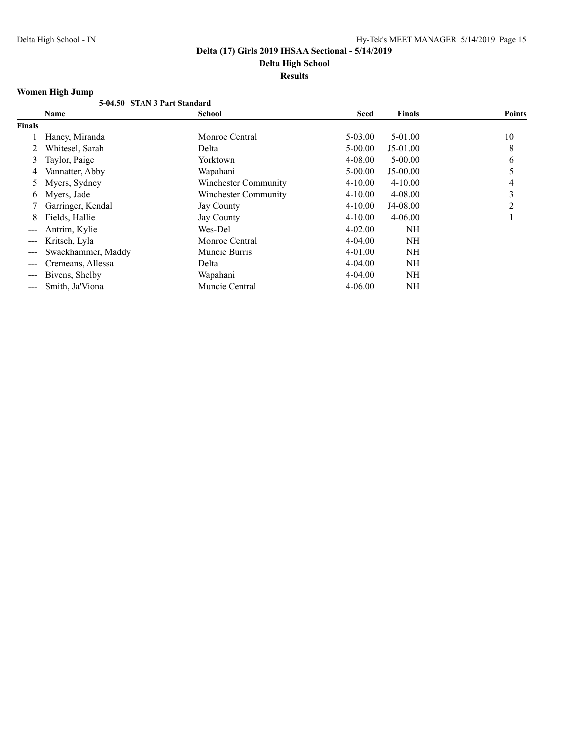**Delta (17) Girls 2019 IHSAA Sectional - 5/14/2019**

**Delta High School**

**Results**

### Women High Jump

**5-04.50 STAN 3 Part Standard**

| | Name | School | Seed | Finals | Points |
|---|---|---|---|---|---|
| **Finals** | | | | | |
| 1 | Haney, Miranda | Monroe Central | 5-03.00 | 5-01.00 | 10 |
| 2 | Whitesel, Sarah | Delta | 5-00.00 | J5-01.00 | 8 |
| 3 | Taylor, Paige | Yorktown | 4-08.00 | 5-00.00 | 6 |
| 4 | Vannatter, Abby | Wapahani | 5-00.00 | J5-00.00 | 5 |
| 5 | Myers, Sydney | Winchester Community | 4-10.00 | 4-10.00 | 4 |
| 6 | Myers, Jade | Winchester Community | 4-10.00 | 4-08.00 | 3 |
| 7 | Garringer, Kendal | Jay County | 4-10.00 | J4-08.00 | 2 |
| 8 | Fields, Hallie | Jay County | 4-10.00 | 4-06.00 | 1 |
| --- | Antrim, Kylie | Wes-Del | 4-02.00 | NH | |
| --- | Kritsch, Lyla | Monroe Central | 4-04.00 | NH | |
| --- | Swackhammer, Maddy | Muncie Burris | 4-01.00 | NH | |
| --- | Cremeans, Allessa | Delta | 4-04.00 | NH | |
| --- | Bivens, Shelby | Wapahani | 4-04.00 | NH | |
| --- | Smith, Ja'Viona | Muncie Central | 4-06.00 | NH | |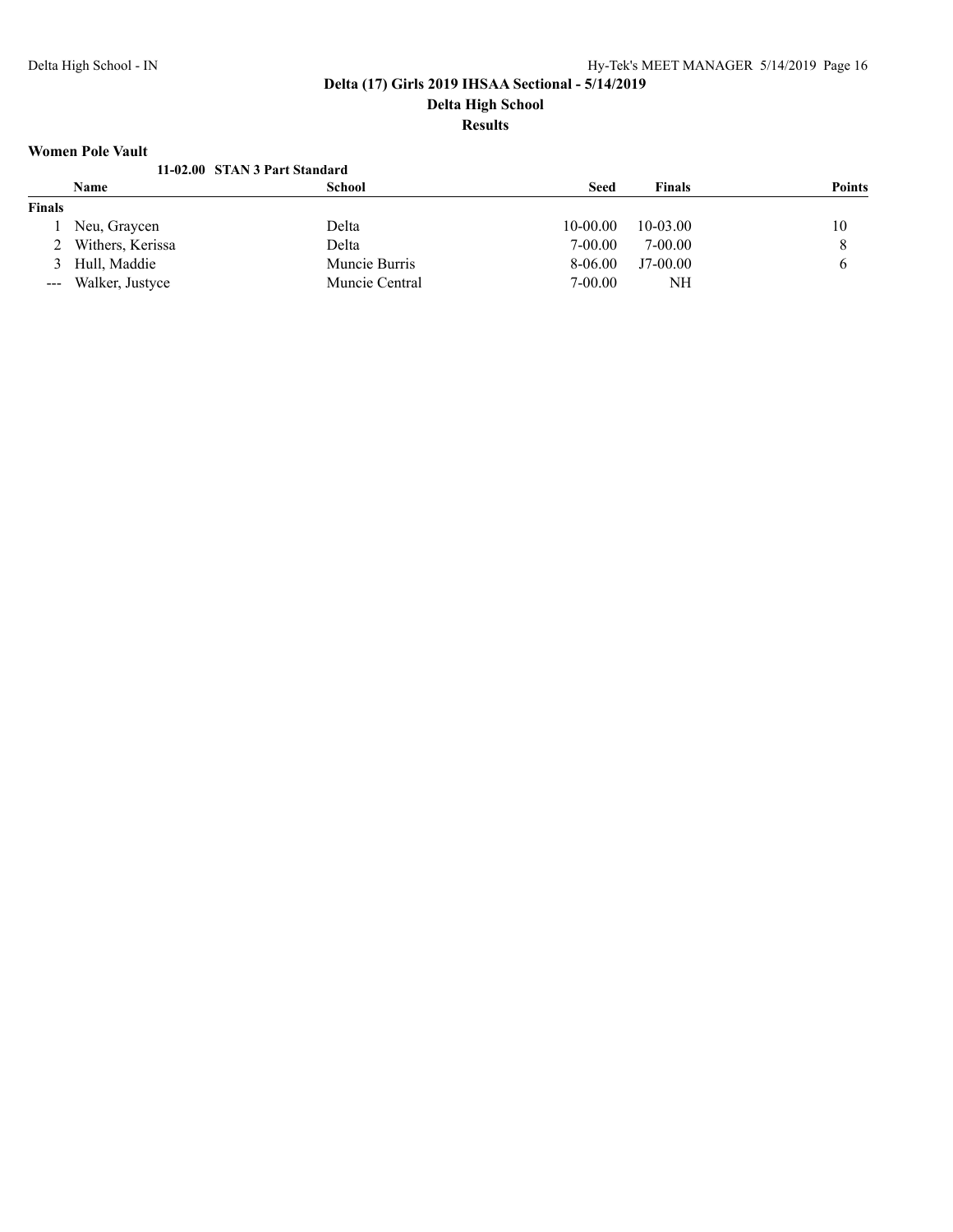# Delta (17) Girls 2019 IHSAA Sectional - 5/14/2019

## Delta High School

### Results

**Women Pole Vault**

**11-02.00 STAN 3 Part Standard**

| | Name | School | Seed | Finals | Points |
|---|---|---|---|---|---|
| **Finals** | | | | | |
| 1 | Neu, Graycen | Delta | 10-00.00 | 10-03.00 | 10 |
| 2 | Withers, Kerissa | Delta | 7-00.00 | 7-00.00 | 8 |
| 3 | Hull, Maddie | Muncie Burris | 8-06.00 | J7-00.00 | 6 |
| --- | Walker, Justyce | Muncie Central | 7-00.00 | NH | |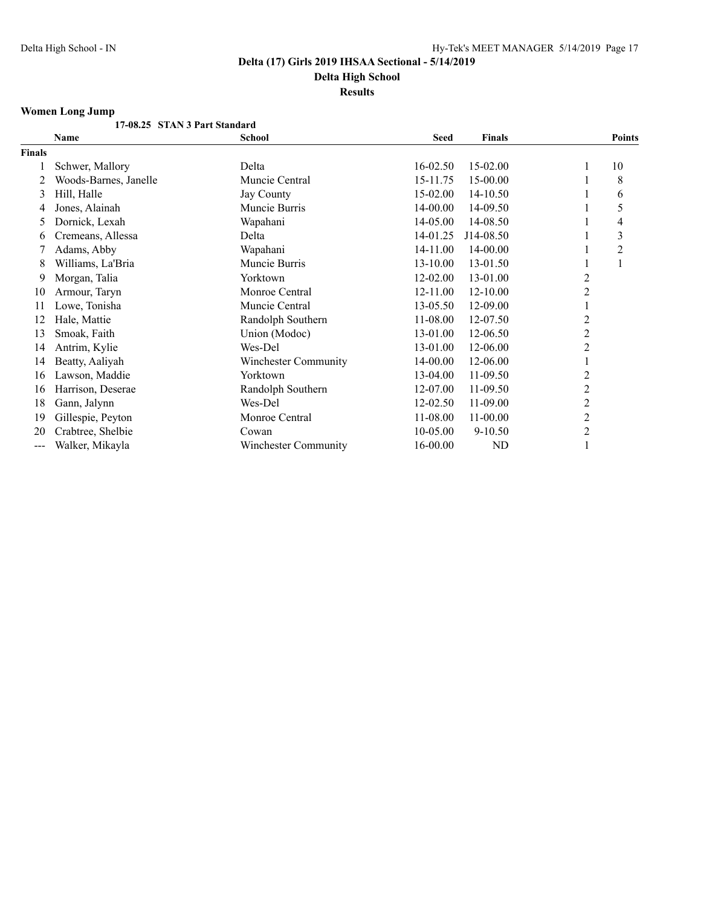**Delta (17) Girls 2019 IHSAA Sectional - 5/14/2019**

**Delta High School**

**Results**

### Women Long Jump

**17-08.25 STAN 3 Part Standard**

| | Name | School | Seed | Finals | | Points |
|---|---|---|---|---|---|---|
| **Finals** | | | | | | |
| 1 | Schwer, Mallory | Delta | 16-02.50 | 15-02.00 | 1 | 10 |
| 2 | Woods-Barnes, Janelle | Muncie Central | 15-11.75 | 15-00.00 | 1 | 8 |
| 3 | Hill, Halle | Jay County | 15-02.00 | 14-10.50 | 1 | 6 |
| 4 | Jones, Alainah | Muncie Burris | 14-00.00 | 14-09.50 | 1 | 5 |
| 5 | Dornick, Lexah | Wapahani | 14-05.00 | 14-08.50 | 1 | 4 |
| 6 | Cremeans, Allessa | Delta | 14-01.25 | J14-08.50 | 1 | 3 |
| 7 | Adams, Abby | Wapahani | 14-11.00 | 14-00.00 | 1 | 2 |
| 8 | Williams, La'Bria | Muncie Burris | 13-10.00 | 13-01.50 | 1 | 1 |
| 9 | Morgan, Talia | Yorktown | 12-02.00 | 13-01.00 | 2 | |
| 10 | Armour, Taryn | Monroe Central | 12-11.00 | 12-10.00 | 2 | |
| 11 | Lowe, Tonisha | Muncie Central | 13-05.50 | 12-09.00 | 1 | |
| 12 | Hale, Mattie | Randolph Southern | 11-08.00 | 12-07.50 | 2 | |
| 13 | Smoak, Faith | Union (Modoc) | 13-01.00 | 12-06.50 | 2 | |
| 14 | Antrim, Kylie | Wes-Del | 13-01.00 | 12-06.00 | 2 | |
| 14 | Beatty, Aaliyah | Winchester Community | 14-00.00 | 12-06.00 | 1 | |
| 16 | Lawson, Maddie | Yorktown | 13-04.00 | 11-09.50 | 2 | |
| 16 | Harrison, Deserae | Randolph Southern | 12-07.00 | 11-09.50 | 2 | |
| 18 | Gann, Jalynn | Wes-Del | 12-02.50 | 11-09.00 | 2 | |
| 19 | Gillespie, Peyton | Monroe Central | 11-08.00 | 11-00.00 | 2 | |
| 20 | Crabtree, Shelbie | Cowan | 10-05.00 | 9-10.50 | 2 | |
| --- | Walker, Mikayla | Winchester Community | 16-00.00 | ND | 1 | |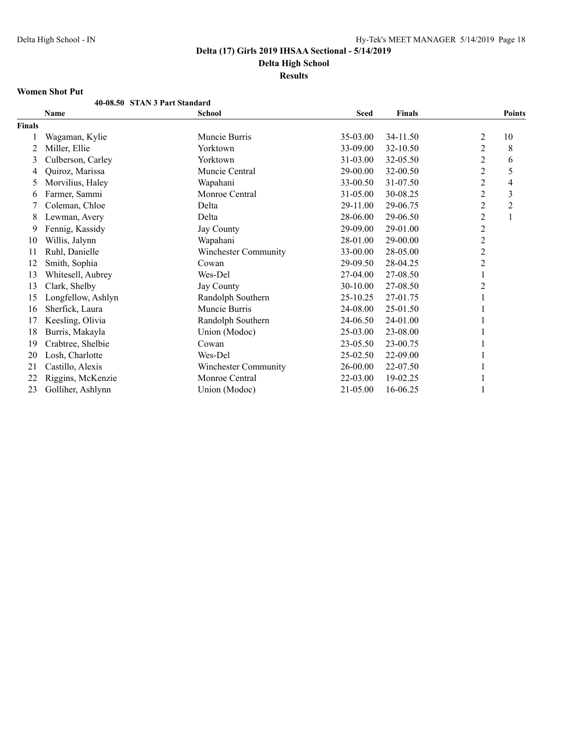# Delta (17) Girls 2019 IHSAA Sectional - 5/14/2019

## Delta High School

### Results

**Women Shot Put**

40-08.50 STAN 3 Part Standard

| | Name | School | Seed | Finals | | Points |
|---|---|---|---|---|---|---|
| **Finals** | | | | | | |
| 1 | Wagaman, Kylie | Muncie Burris | 35-03.00 | 34-11.50 | 2 | 10 |
| 2 | Miller, Ellie | Yorktown | 33-09.00 | 32-10.50 | 2 | 8 |
| 3 | Culberson, Carley | Yorktown | 31-03.00 | 32-05.50 | 2 | 6 |
| 4 | Quiroz, Marissa | Muncie Central | 29-00.00 | 32-00.50 | 2 | 5 |
| 5 | Morvilius, Haley | Wapahani | 33-00.50 | 31-07.50 | 2 | 4 |
| 6 | Farmer, Sammi | Monroe Central | 31-05.00 | 30-08.25 | 2 | 3 |
| 7 | Coleman, Chloe | Delta | 29-11.00 | 29-06.75 | 2 | 2 |
| 8 | Lewman, Avery | Delta | 28-06.00 | 29-06.50 | 2 | 1 |
| 9 | Fennig, Kassidy | Jay County | 29-09.00 | 29-01.00 | 2 | |
| 10 | Willis, Jalynn | Wapahani | 28-01.00 | 29-00.00 | 2 | |
| 11 | Ruhl, Danielle | Winchester Community | 33-00.00 | 28-05.00 | 2 | |
| 12 | Smith, Sophia | Cowan | 29-09.50 | 28-04.25 | 2 | |
| 13 | Whitesell, Aubrey | Wes-Del | 27-04.00 | 27-08.50 | 1 | |
| 13 | Clark, Shelby | Jay County | 30-10.00 | 27-08.50 | 2 | |
| 15 | Longfellow, Ashlyn | Randolph Southern | 25-10.25 | 27-01.75 | 1 | |
| 16 | Sherfick, Laura | Muncie Burris | 24-08.00 | 25-01.50 | 1 | |
| 17 | Keesling, Olivia | Randolph Southern | 24-06.50 | 24-01.00 | 1 | |
| 18 | Burris, Makayla | Union (Modoc) | 25-03.00 | 23-08.00 | 1 | |
| 19 | Crabtree, Shelbie | Cowan | 23-05.50 | 23-00.75 | 1 | |
| 20 | Losh, Charlotte | Wes-Del | 25-02.50 | 22-09.00 | 1 | |
| 21 | Castillo, Alexis | Winchester Community | 26-00.00 | 22-07.50 | 1 | |
| 22 | Riggins, McKenzie | Monroe Central | 22-03.00 | 19-02.25 | 1 | |
| 23 | Golliher, Ashlynn | Union (Modoc) | 21-05.00 | 16-06.25 | 1 | |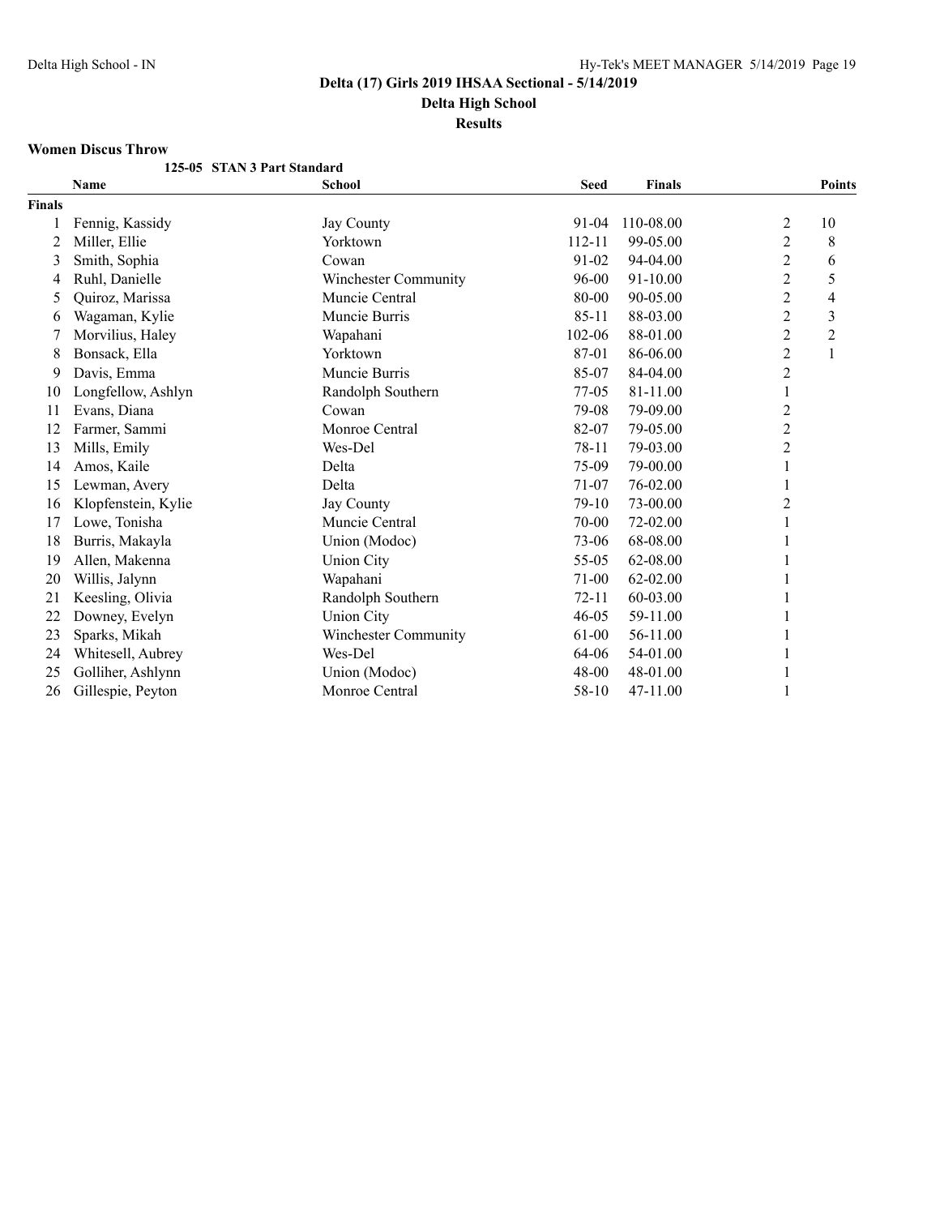**Delta (17) Girls 2019 IHSAA Sectional - 5/14/2019**

**Delta High School**

**Results**

### Women Discus Throw

**125-05 STAN 3 Part Standard**

| | Name | School | Seed | Finals | | Points |
|---|---|---|---|---|---|---|
| **Finals** | | | | | | |
| 1 | Fennig, Kassidy | Jay County | 91-04 | 110-08.00 | 2 | 10 |
| 2 | Miller, Ellie | Yorktown | 112-11 | 99-05.00 | 2 | 8 |
| 3 | Smith, Sophia | Cowan | 91-02 | 94-04.00 | 2 | 6 |
| 4 | Ruhl, Danielle | Winchester Community | 96-00 | 91-10.00 | 2 | 5 |
| 5 | Quiroz, Marissa | Muncie Central | 80-00 | 90-05.00 | 2 | 4 |
| 6 | Wagaman, Kylie | Muncie Burris | 85-11 | 88-03.00 | 2 | 3 |
| 7 | Morvilius, Haley | Wapahani | 102-06 | 88-01.00 | 2 | 2 |
| 8 | Bonsack, Ella | Yorktown | 87-01 | 86-06.00 | 2 | 1 |
| 9 | Davis, Emma | Muncie Burris | 85-07 | 84-04.00 | 2 | |
| 10 | Longfellow, Ashlyn | Randolph Southern | 77-05 | 81-11.00 | 1 | |
| 11 | Evans, Diana | Cowan | 79-08 | 79-09.00 | 2 | |
| 12 | Farmer, Sammi | Monroe Central | 82-07 | 79-05.00 | 2 | |
| 13 | Mills, Emily | Wes-Del | 78-11 | 79-03.00 | 2 | |
| 14 | Amos, Kaile | Delta | 75-09 | 79-00.00 | 1 | |
| 15 | Lewman, Avery | Delta | 71-07 | 76-02.00 | 1 | |
| 16 | Klopfenstein, Kylie | Jay County | 79-10 | 73-00.00 | 2 | |
| 17 | Lowe, Tonisha | Muncie Central | 70-00 | 72-02.00 | 1 | |
| 18 | Burris, Makayla | Union (Modoc) | 73-06 | 68-08.00 | 1 | |
| 19 | Allen, Makenna | Union City | 55-05 | 62-08.00 | 1 | |
| 20 | Willis, Jalynn | Wapahani | 71-00 | 62-02.00 | 1 | |
| 21 | Keesling, Olivia | Randolph Southern | 72-11 | 60-03.00 | 1 | |
| 22 | Downey, Evelyn | Union City | 46-05 | 59-11.00 | 1 | |
| 23 | Sparks, Mikah | Winchester Community | 61-00 | 56-11.00 | 1 | |
| 24 | Whitesell, Aubrey | Wes-Del | 64-06 | 54-01.00 | 1 | |
| 25 | Golliher, Ashlynn | Union (Modoc) | 48-00 | 48-01.00 | 1 | |
| 26 | Gillespie, Peyton | Monroe Central | 58-10 | 47-11.00 | 1 | |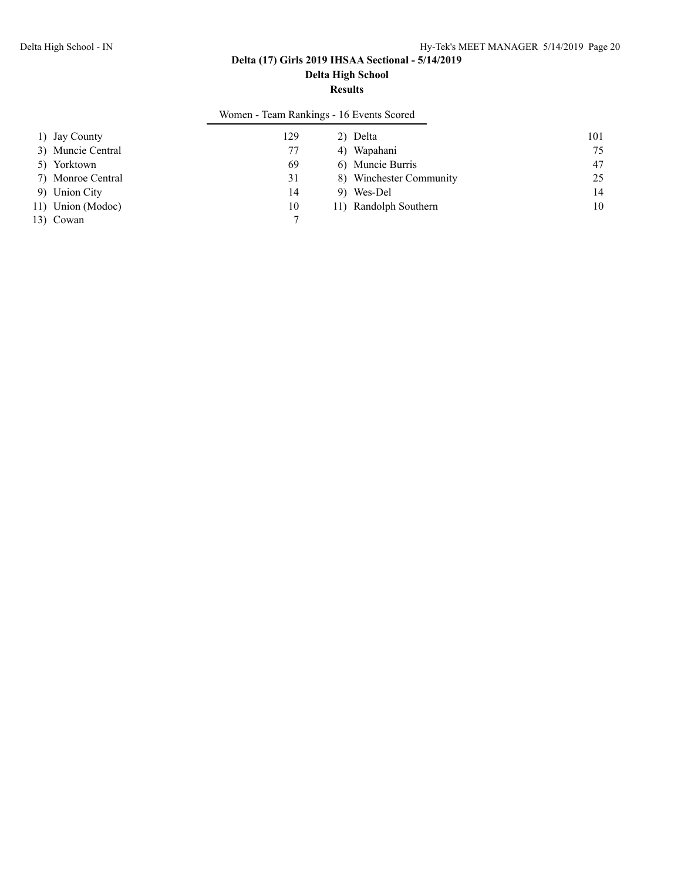**Delta (17) Girls 2019 IHSAA Sectional - 5/14/2019**

**Delta High School**

**Results**

Women - Team Rankings - 16 Events Scored

| | | | | | |
|---|---|---|---|---|---|
| 1) | Jay County | 129 | 2) | Delta | 101 |
| 3) | Muncie Central | 77 | 4) | Wapahani | 75 |
| 5) | Yorktown | 69 | 6) | Muncie Burris | 47 |
| 7) | Monroe Central | 31 | 8) | Winchester Community | 25 |
| 9) | Union City | 14 | 9) | Wes-Del | 14 |
| 11) | Union (Modoc) | 10 | 11) | Randolph Southern | 10 |
| 13) | Cowan | 7 | | | |